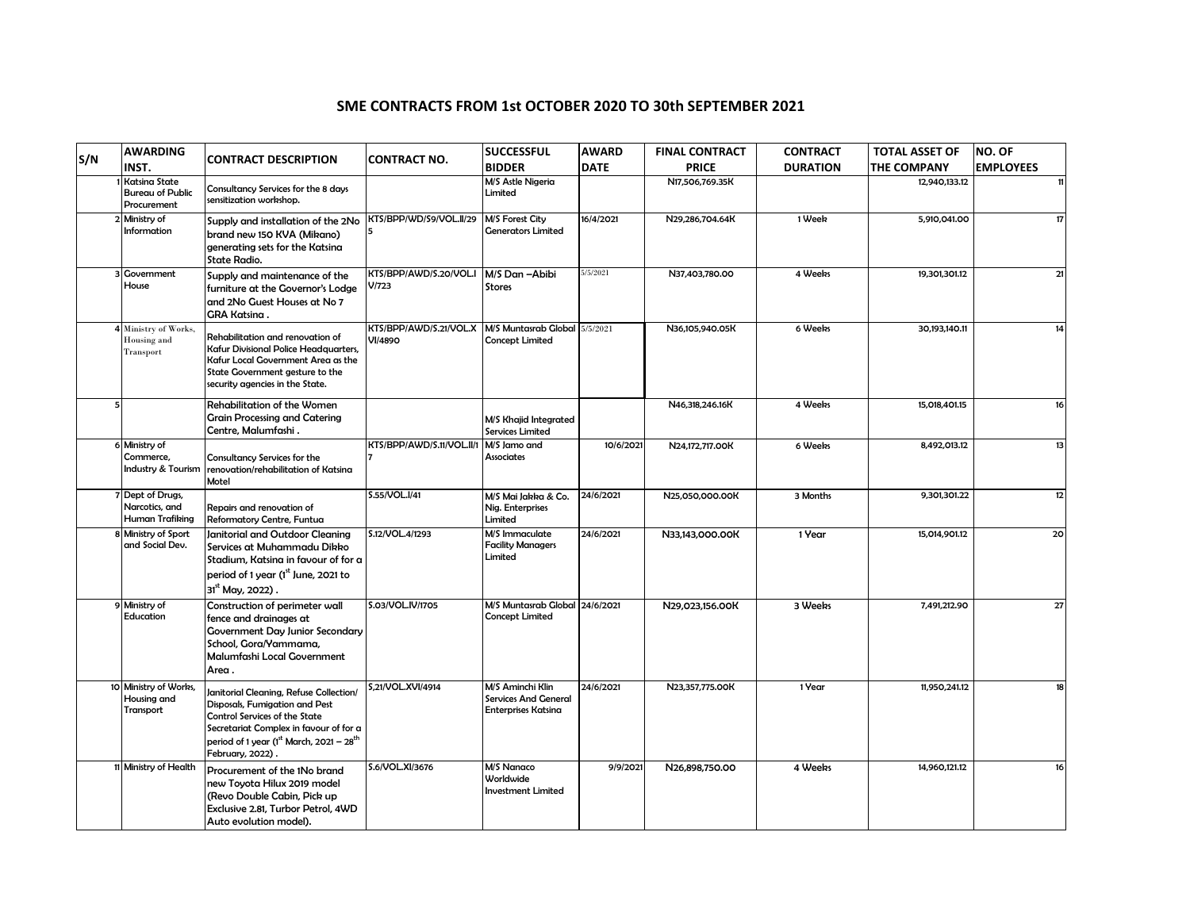# SME CONTRACTS FROM 1st OCTOBER 2020 TO 30th SEPTEMBER 2021

| S/N | AWARDING INST. | CONTRACT DESCRIPTION | CONTRACT NO. | SUCCESSFUL BIDDER | AWARD DATE | FINAL CONTRACT PRICE | CONTRACT DURATION | TOTAL ASSET OF THE COMPANY | NO. OF EMPLOYEES |
|---|---|---|---|---|---|---|---|---|---|
| 1 | Katsina State Bureau of Public Procurement | Consultancy Services for the 8 days sensitization workshop. | | M/S Astle Nigeria Limited | | N17,506,769.35K | | 12,940,133.12 | 11 |
| 2 | Ministry of Information | Supply and installation of the 2No brand new 150 KVA (Mikano) generating sets for the Katsina State Radio. | KTS/BPP/WD/S9/VOL.II/295 | M/S Forest City Generators Limited | 16/4/2021 | N29,286,704.64K | 1 Week | 5,910,041.00 | 17 |
| 3 | Government House | Supply and maintenance of the furniture at the Governor's Lodge and 2No Guest Houses at No 7 GRA Katsina . | KTS/BPP/AWD/S.20/VOL.IV/723 | M/S Dan –Abibi Stores | 5/5/2021 | N37,403,780.00 | 4 Weeks | 19,301,301.12 | 21 |
| 4 | Ministry of Works, Housing and Transport | Rehabilitation and renovation of Kafur Divisional Police Headquarters, Kafur Local Government Area as the State Government gesture to the security agencies in the State. | KTS/BPP/AWD/S.21/VOL.XVI/4890 | M/S Muntasrab Global Concept Limited | 5/5/2021 | N36,105,940.05K | 6 Weeks | 30,193,140.11 | 14 |
| 5 | | Rehabilitation of the Women Grain Processing and Catering Centre, Malumfashi . | | M/S Khajid Integrated Services Limited | | N46,318,246.16K | 4 Weeks | 15,018,401.15 | 16 |
| 6 | Ministry of Commerce, Industry & Tourism | Consultancy Services for the renovation/rehabilitation of Katsina Motel | KTS/BPP/AWD/S.11/VOL.II/17 | M/S Jamo and Associates | 10/6/2021 | N24,172,717.00K | 6 Weeks | 8,492,013.12 | 13 |
| 7 | Dept of Drugs, Narcotics, and Human Trafiking | Repairs and renovation of Reformatory Centre, Funtua | S.55/VOL.I/41 | M/S Mai Jakka & Co. Nig. Enterprises Limited | 24/6/2021 | N25,050,000.00K | 3 Months | 9,301,301.22 | 12 |
| 8 | Ministry of Sport and Social Dev. | Janitorial and Outdoor Cleaning Services at Muhammadu Dikko Stadium, Katsina in favour of for a period of 1 year (1st June, 2021 to 31st May, 2022) . | S.12/VOL.4/1293 | M/S Immaculate Facility Managers Limited | 24/6/2021 | N33,143,000.00K | 1 Year | 15,014,901.12 | 20 |
| 9 | Ministry of Education | Construction of perimeter wall fence and drainages at Government Day Junior Secondary School, Gora/Yammama, Malumfashi Local Government Area . | S.03/VOL.IV/1705 | M/S Muntasrab Global Concept Limited | 24/6/2021 | N29,023,156.00K | 3 Weeks | 7,491,212.90 | 27 |
| 10 | Ministry of Works, Housing and Transport | Janitorial Cleaning, Refuse Collection/ Disposals, Fumigation and Pest Control Services of the State Secretariat Complex in favour of for a period of 1 year (1st March, 2021 – 28th February, 2022) . | S,21/VOL.XVI/4914 | M/S Aminchi Klin Services And General Enterprises Katsina | 24/6/2021 | N23,357,775.00K | 1 Year | 11,950,241.12 | 18 |
| 11 | Ministry of Health | Procurement of the 1No brand new Toyota Hilux 2019 model (Revo Double Cabin, Pick up Exclusive 2.81, Turbor Petrol, 4WD Auto evolution model). | S.6/VOL.XI/3676 | M/S Nanaco Worldwide Investment Limited | 9/9/2021 | N26,898,750.00 | 4 Weeks | 14,960,121.12 | 16 |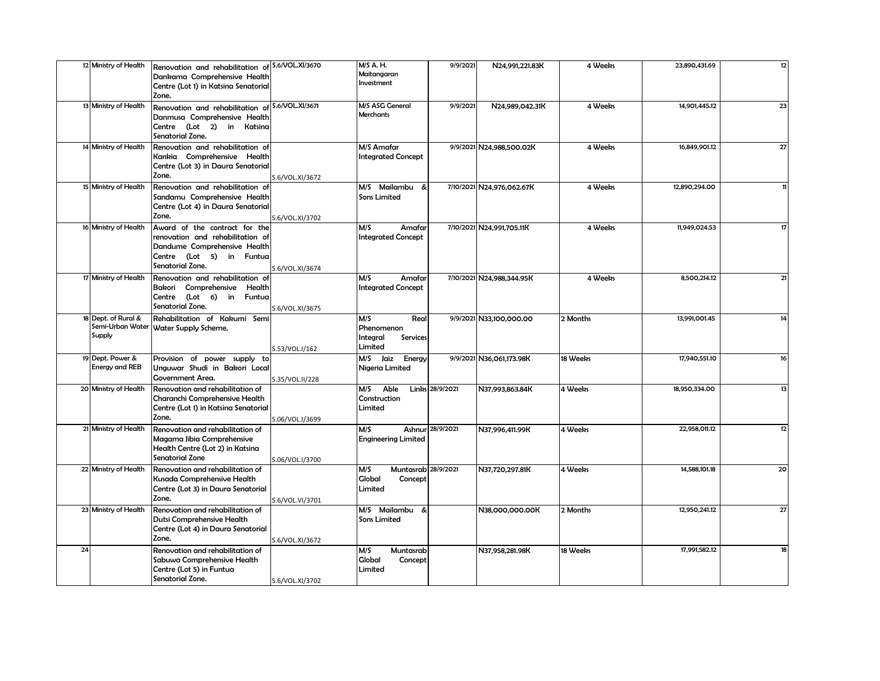| | | | | | | | | | |
|---|---|---|---|---|---|---|---|---|---|
| 12 | Ministry of Health | Renovation and rehabilitation of Dankama Comprehensive Health Centre (Lot 1) in Katsina Senatorial Zone. | S.6/VOL.XI/3670 | M/S A. H. Maitangaran Investment | 9/9/2021 | N24,991,221.83K | 4 Weeks | 23,890,431.69 | 12 |
| 13 | Ministry of Health | Renovation and rehabilitation of Danmusa Comprehensive Health Centre (Lot 2) in Katsina Senatorial Zone. | S.6/VOL.XI/3671 | M/S ASG General Merchants | 9/9/2021 | N24,989,042.31K | 4 Weeks | 14,901,445.12 | 23 |
| 14 | Ministry of Health | Renovation and rehabilitation of Kankia Comprehensive Health Centre (Lot 3) in Daura Senatorial Zone. | S.6/VOL.XI/3672 | M/S Amafar Integrated Concept | 9/9/2021 | N24,988,500.02K | 4 Weeks | 16,849,901.12 | 27 |
| 15 | Ministry of Health | Renovation and rehabilitation of Sandamu Comprehensive Health Centre (Lot 4) in Daura Senatorial Zone. | S.6/VOL.XI/3702 | M/S Mailambu & Sons Limited | 7/10/2021 | N24,976,062.67K | 4 Weeks | 12,890,294.00 | 11 |
| 16 | Ministry of Health | Award of the contract for the renovation and rehabilitation of Dandume Comprehensive Health Centre (Lot 5) in Funtua Senatorial Zone. | S.6/VOL.XI/3674 | M/S Amafar Integrated Concept | 7/10/2021 | N24,991,705.11K | 4 Weeks | 11,949,024.53 | 17 |
| 17 | Ministry of Health | Renovation and rehabilitation of Bakori Comprehensive Health Centre (Lot 6) in Funtua Senatorial Zone. | S.6/VOL.XI/3675 | M/S Amafar Integrated Concept | 7/10/2021 | N24,988,344.95K | 4 Weeks | 8,500,214.12 | 21 |
| 18 | Dept. of Rural & Semi-Urban Water Supply | Rehabilitation of Kakumi Semi Water Supply Scheme. | S.53/VOL.I/162 | M/S Real Phenomenon Integral Services Limited | 9/9/2021 | N33,100,000.00 | 2 Months | 13,991,001.45 | 14 |
| 19 | Dept. Power & Energy and REB | Provision of power supply to Unguwar Shudi in Bakori Local Government Area. | S.35/VOL.II/228 | M/S Jaiz Energy Nigeria Limited | 9/9/2021 | N36,061,173.98K | 18 Weeks | 17,940,551.10 | 16 |
| 20 | Ministry of Health | Renovation and rehabilitation of Charanchi Comprehensive Health Centre (Lot 1) in Katsina Senatorial Zone. | S.06/VOL.I/3699 | M/S Able Links Construction Limited | 28/9/2021 | N37,993,863.84K | 4 Weeks | 18,950,334.00 | 13 |
| 21 | Ministry of Health | Renovation and rehabilitation of Magama Jibia Comprehensive Health Centre (Lot 2) in Katsina Senatorial Zone | S.06/VOL.I/3700 | M/S Ashnur Engineering Limited | 28/9/2021 | N37,996,411.99K | 4 Weeks | 22,958,011.12 | 12 |
| 22 | Ministry of Health | Renovation and rehabilitation of Kusada Comprehensive Health Centre (Lot 3) in Daura Senatorial Zone. | S.6/VOL.VI/3701 | M/S Muntasrab Global Concept Limited | 28/9/2021 | N37,720,297.81K | 4 Weeks | 14,588,101.18 | 20 |
| 23 | Ministry of Health | Renovation and rehabilitation of Dutsi Comprehensive Health Centre (Lot 4) in Daura Senatorial Zone. | S.6/VOL.XI/3672 | M/S Mailambu & Sons Limited | | N38,000,000.00K | 2 Months | 12,950,241.12 | 27 |
| 24 | | Renovation and rehabilitation of Sabuwa Comprehensive Health Centre (Lot 5) in Funtua Senatorial Zone. | S.6/VOL.XI/3702 | M/S Muntasrab Global Concept Limited | | N37,958,281.98K | 18 Weeks | 17,991,582.12 | 18 |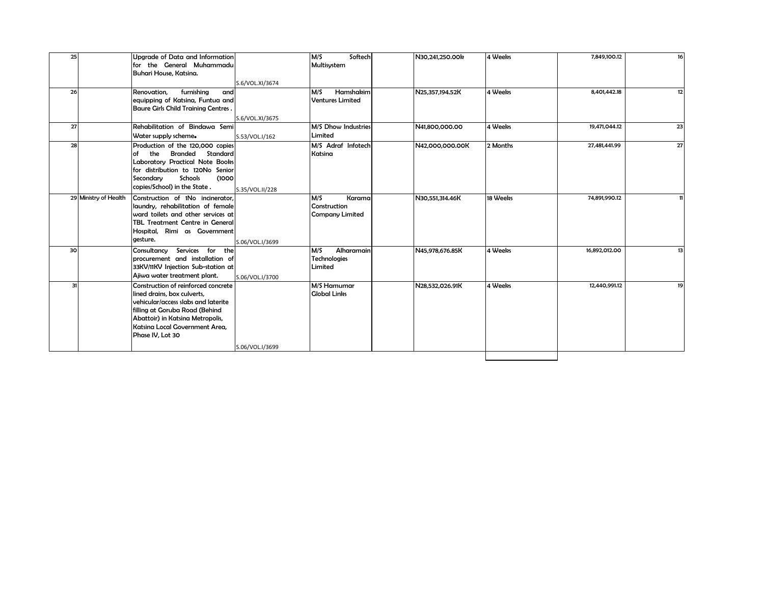| | | | | | | | | | |
|---|---|---|---|---|---|---|---|---|---|
| 25 | | Upgrade of Data and Information for the General Muhammadu Buhari House, Katsina. | S.6/VOL.XI/3674 | M/S Softech Multisystem | | N30,241,250.00k | 4 Weeks | 7,849,100.12 | 16 |
| 26 | | Renovation, furnishing and equipping of Katsina, Funtua and Baure Girls Child Training Centres . | S.6/VOL.XI/3675 | M/S Hamshakim Ventures Limited | | N25,357,194.52K | 4 Weeks | 8,401,442.18 | 12 |
| 27 | | Rehabilitation of Bindawa Semi Water supply scheme. | S.53/VOL.I/162 | M/S Dhow Industries Limited | | N41,800,000.00 | 4 Weeks | 19,471,044.12 | 23 |
| 28 | | Production of the 120,000 copies of the Branded Standard Laboratory Practical Note Books for distribution to 120No Senior Secondary Schools (1000 copies/School) in the State . | S.35/VOL.II/228 | M/S Adraf Infotech Katsina | | N42,000,000.00K | 2 Months | 27,481,441.99 | 27 |
| 29 | Ministry of Health | Construction of 1No incinerator, laundry, rehabilitation of female ward toilets and other services at TBL Treatment Centre in General Hospital, Rimi as Government gesture. | S.06/VOL.I/3699 | M/S Karama Construction Company Limited | | N30,551,314.46K | 18 Weeks | 74,891,990.12 | 11 |
| 30 | | Consultancy Services for the procurement and installation of 33KV/11KV Injection Sub-station at Ajiwa water treatment plant. | S.06/VOL.I/3700 | M/S Alharamain Technologies Limited | | N45,978,676.85K | 4 Weeks | 16,892,012.00 | 13 |
| 31 | | Construction of reinforced concrete lined drains, box culverts, vehicular/access slabs and laterite filling at Goruba Road (Behind Abattoir) in Katsina Metropolis, Katsina Local Government Area, Phase IV, Lot 30 | S.06/VOL.I/3699 | M/S Hamumar Global Links | | N28,532,026.91K | 4 Weeks | 12,440,991.12 | 19 |